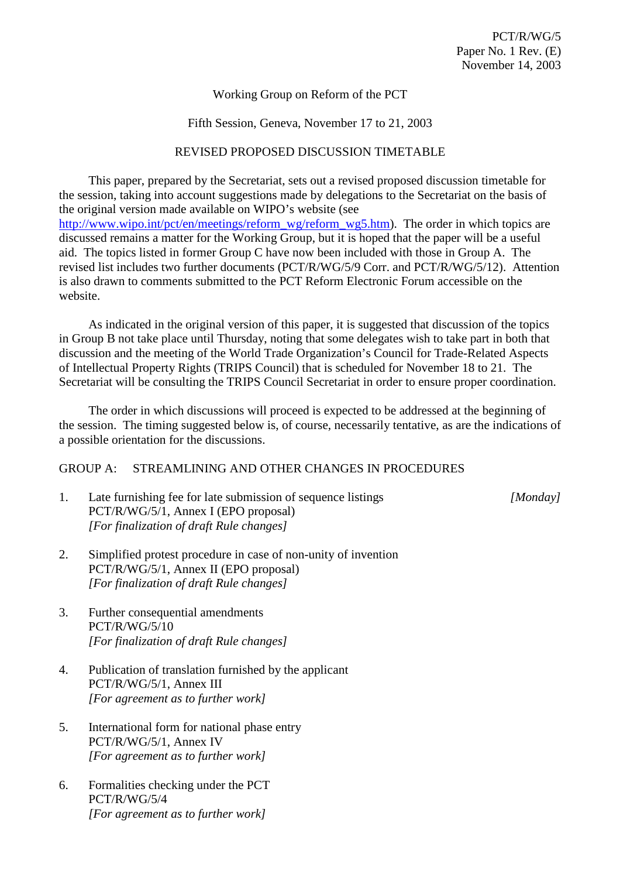PCT/R/WG/5
Paper No. 1 Rev. (E)
November 14, 2003

Working Group on Reform of the PCT

Fifth Session, Geneva, November 17 to 21, 2003

REVISED PROPOSED DISCUSSION TIMETABLE

This paper, prepared by the Secretariat, sets out a revised proposed discussion timetable for the session, taking into account suggestions made by delegations to the Secretariat on the basis of the original version made available on WIPO's website (see http://www.wipo.int/pct/en/meetings/reform_wg/reform_wg5.htm). The order in which topics are discussed remains a matter for the Working Group, but it is hoped that the paper will be a useful aid. The topics listed in former Group C have now been included with those in Group A. The revised list includes two further documents (PCT/R/WG/5/9 Corr. and PCT/R/WG/5/12). Attention is also drawn to comments submitted to the PCT Reform Electronic Forum accessible on the website.

As indicated in the original version of this paper, it is suggested that discussion of the topics in Group B not take place until Thursday, noting that some delegates wish to take part in both that discussion and the meeting of the World Trade Organization's Council for Trade-Related Aspects of Intellectual Property Rights (TRIPS Council) that is scheduled for November 18 to 21. The Secretariat will be consulting the TRIPS Council Secretariat in order to ensure proper coordination.

The order in which discussions will proceed is expected to be addressed at the beginning of the session. The timing suggested below is, of course, necessarily tentative, as are the indications of a possible orientation for the discussions.

GROUP A: STREAMLINING AND OTHER CHANGES IN PROCEDURES

1. Late furnishing fee for late submission of sequence listings *[Monday]*
   PCT/R/WG/5/1, Annex I (EPO proposal)
   *[For finalization of draft Rule changes]*

2. Simplified protest procedure in case of non-unity of invention
   PCT/R/WG/5/1, Annex II (EPO proposal)
   *[For finalization of draft Rule changes]*

3. Further consequential amendments
   PCT/R/WG/5/10
   *[For finalization of draft Rule changes]*

4. Publication of translation furnished by the applicant
   PCT/R/WG/5/1, Annex III
   *[For agreement as to further work]*

5. International form for national phase entry
   PCT/R/WG/5/1, Annex IV
   *[For agreement as to further work]*

6. Formalities checking under the PCT
   PCT/R/WG/5/4
   *[For agreement as to further work]*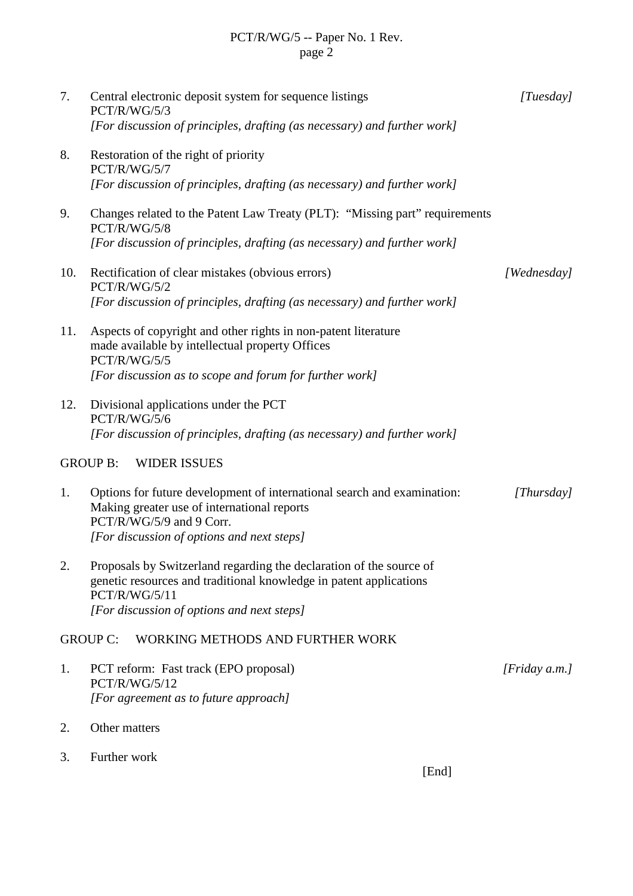7. Central electronic deposit system for sequence listings *[Tuesday]*
   PCT/R/WG/5/3
   *[For discussion of principles, drafting (as necessary) and further work]*

8. Restoration of the right of priority
   PCT/R/WG/5/7
   *[For discussion of principles, drafting (as necessary) and further work]*

9. Changes related to the Patent Law Treaty (PLT): "Missing part" requirements
   PCT/R/WG/5/8
   *[For discussion of principles, drafting (as necessary) and further work]*

10. Rectification of clear mistakes (obvious errors) *[Wednesday]*
    PCT/R/WG/5/2
    *[For discussion of principles, drafting (as necessary) and further work]*

11. Aspects of copyright and other rights in non-patent literature made available by intellectual property Offices
    PCT/R/WG/5/5
    *[For discussion as to scope and forum for further work]*

12. Divisional applications under the PCT
    PCT/R/WG/5/6
    *[For discussion of principles, drafting (as necessary) and further work]*

GROUP B: WIDER ISSUES

1. Options for future development of international search and examination: Making greater use of international reports *[Thursday]*
   PCT/R/WG/5/9 and 9 Corr.
   *[For discussion of options and next steps]*

2. Proposals by Switzerland regarding the declaration of the source of genetic resources and traditional knowledge in patent applications
   PCT/R/WG/5/11
   *[For discussion of options and next steps]*

GROUP C: WORKING METHODS AND FURTHER WORK

1. PCT reform: Fast track (EPO proposal) *[Friday a.m.]*
   PCT/R/WG/5/12
   *[For agreement as to future approach]*

2. Other matters

3. Further work

[End]